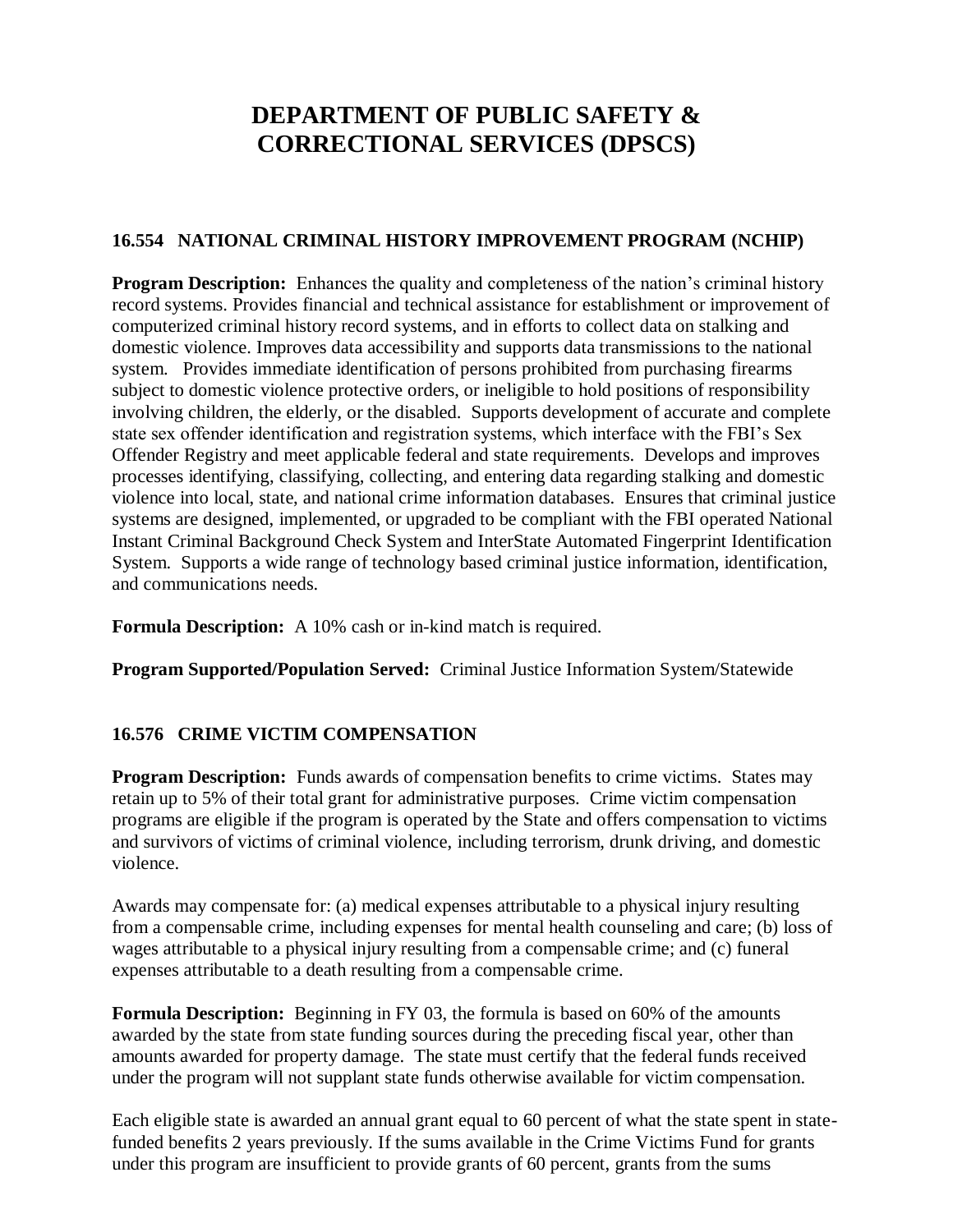# DEPARTMENT OF PUBLIC SAFETY & CORRECTIONAL SERVICES (DPSCS)

## 16.554 NATIONAL CRIMINAL HISTORY IMPROVEMENT PROGRAM (NCHIP)

**Program Description:** Enhances the quality and completeness of the nation's criminal history record systems. Provides financial and technical assistance for establishment or improvement of computerized criminal history record systems, and in efforts to collect data on stalking and domestic violence. Improves data accessibility and supports data transmissions to the national system. Provides immediate identification of persons prohibited from purchasing firearms subject to domestic violence protective orders, or ineligible to hold positions of responsibility involving children, the elderly, or the disabled. Supports development of accurate and complete state sex offender identification and registration systems, which interface with the FBI's Sex Offender Registry and meet applicable federal and state requirements. Develops and improves processes identifying, classifying, collecting, and entering data regarding stalking and domestic violence into local, state, and national crime information databases. Ensures that criminal justice systems are designed, implemented, or upgraded to be compliant with the FBI operated National Instant Criminal Background Check System and InterState Automated Fingerprint Identification System. Supports a wide range of technology based criminal justice information, identification, and communications needs.

**Formula Description:** A 10% cash or in-kind match is required.

**Program Supported/Population Served:** Criminal Justice Information System/Statewide

## 16.576 CRIME VICTIM COMPENSATION

**Program Description:** Funds awards of compensation benefits to crime victims. States may retain up to 5% of their total grant for administrative purposes. Crime victim compensation programs are eligible if the program is operated by the State and offers compensation to victims and survivors of victims of criminal violence, including terrorism, drunk driving, and domestic violence.

Awards may compensate for: (a) medical expenses attributable to a physical injury resulting from a compensable crime, including expenses for mental health counseling and care; (b) loss of wages attributable to a physical injury resulting from a compensable crime; and (c) funeral expenses attributable to a death resulting from a compensable crime.

**Formula Description:** Beginning in FY 03, the formula is based on 60% of the amounts awarded by the state from state funding sources during the preceding fiscal year, other than amounts awarded for property damage. The state must certify that the federal funds received under the program will not supplant state funds otherwise available for victim compensation.

Each eligible state is awarded an annual grant equal to 60 percent of what the state spent in state-funded benefits 2 years previously. If the sums available in the Crime Victims Fund for grants under this program are insufficient to provide grants of 60 percent, grants from the sums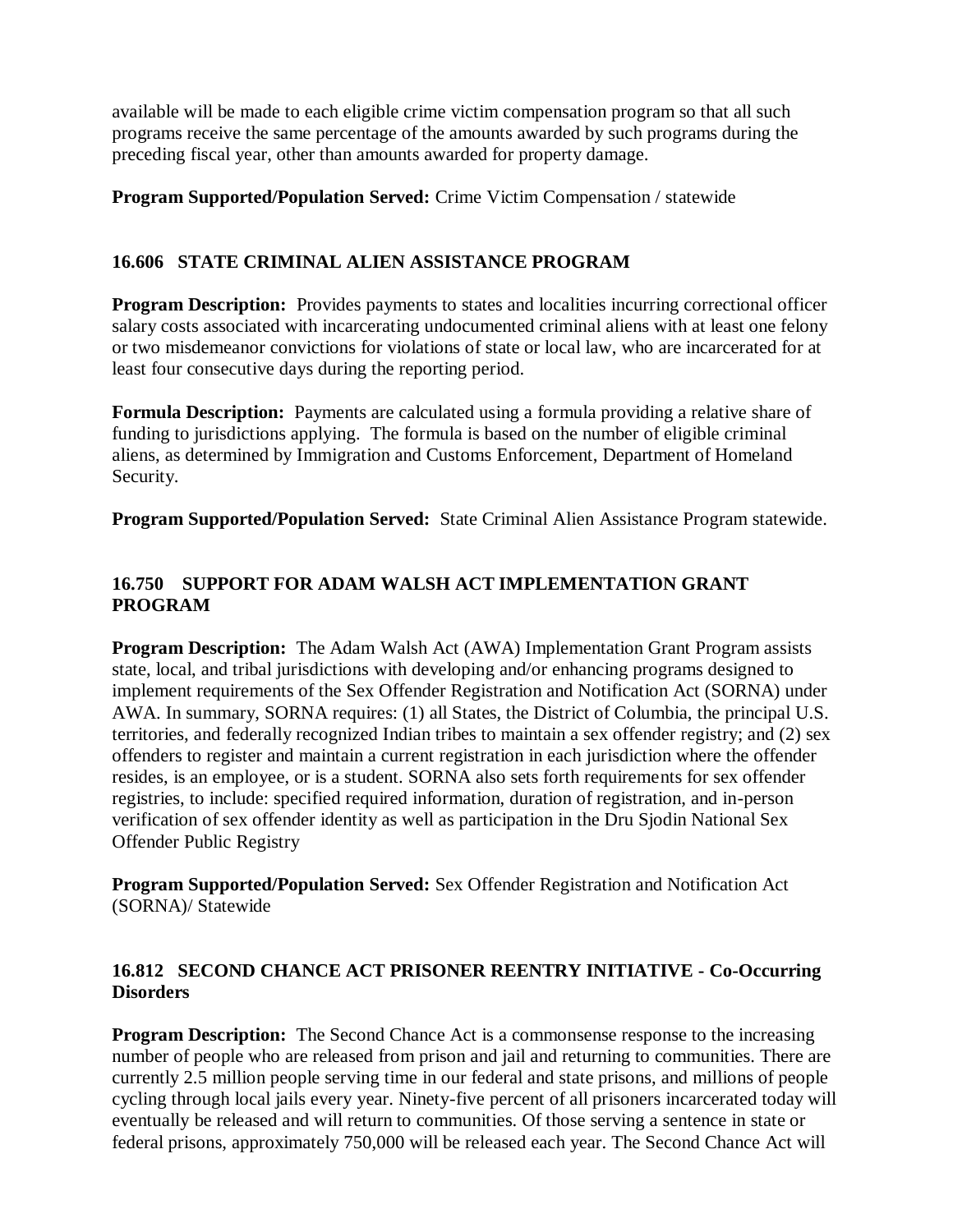available will be made to each eligible crime victim compensation program so that all such programs receive the same percentage of the amounts awarded by such programs during the preceding fiscal year, other than amounts awarded for property damage.

**Program Supported/Population Served:** Crime Victim Compensation / statewide

### 16.606 STATE CRIMINAL ALIEN ASSISTANCE PROGRAM

**Program Description:** Provides payments to states and localities incurring correctional officer salary costs associated with incarcerating undocumented criminal aliens with at least one felony or two misdemeanor convictions for violations of state or local law, who are incarcerated for at least four consecutive days during the reporting period.

**Formula Description:** Payments are calculated using a formula providing a relative share of funding to jurisdictions applying. The formula is based on the number of eligible criminal aliens, as determined by Immigration and Customs Enforcement, Department of Homeland Security.

**Program Supported/Population Served:** State Criminal Alien Assistance Program statewide.

### 16.750 SUPPORT FOR ADAM WALSH ACT IMPLEMENTATION GRANT PROGRAM

**Program Description:** The Adam Walsh Act (AWA) Implementation Grant Program assists state, local, and tribal jurisdictions with developing and/or enhancing programs designed to implement requirements of the Sex Offender Registration and Notification Act (SORNA) under AWA. In summary, SORNA requires: (1) all States, the District of Columbia, the principal U.S. territories, and federally recognized Indian tribes to maintain a sex offender registry; and (2) sex offenders to register and maintain a current registration in each jurisdiction where the offender resides, is an employee, or is a student. SORNA also sets forth requirements for sex offender registries, to include: specified required information, duration of registration, and in-person verification of sex offender identity as well as participation in the Dru Sjodin National Sex Offender Public Registry

**Program Supported/Population Served:** Sex Offender Registration and Notification Act (SORNA)/ Statewide

### 16.812 SECOND CHANCE ACT PRISONER REENTRY INITIATIVE - Co-Occurring Disorders

**Program Description:** The Second Chance Act is a commonsense response to the increasing number of people who are released from prison and jail and returning to communities. There are currently 2.5 million people serving time in our federal and state prisons, and millions of people cycling through local jails every year. Ninety-five percent of all prisoners incarcerated today will eventually be released and will return to communities. Of those serving a sentence in state or federal prisons, approximately 750,000 will be released each year. The Second Chance Act will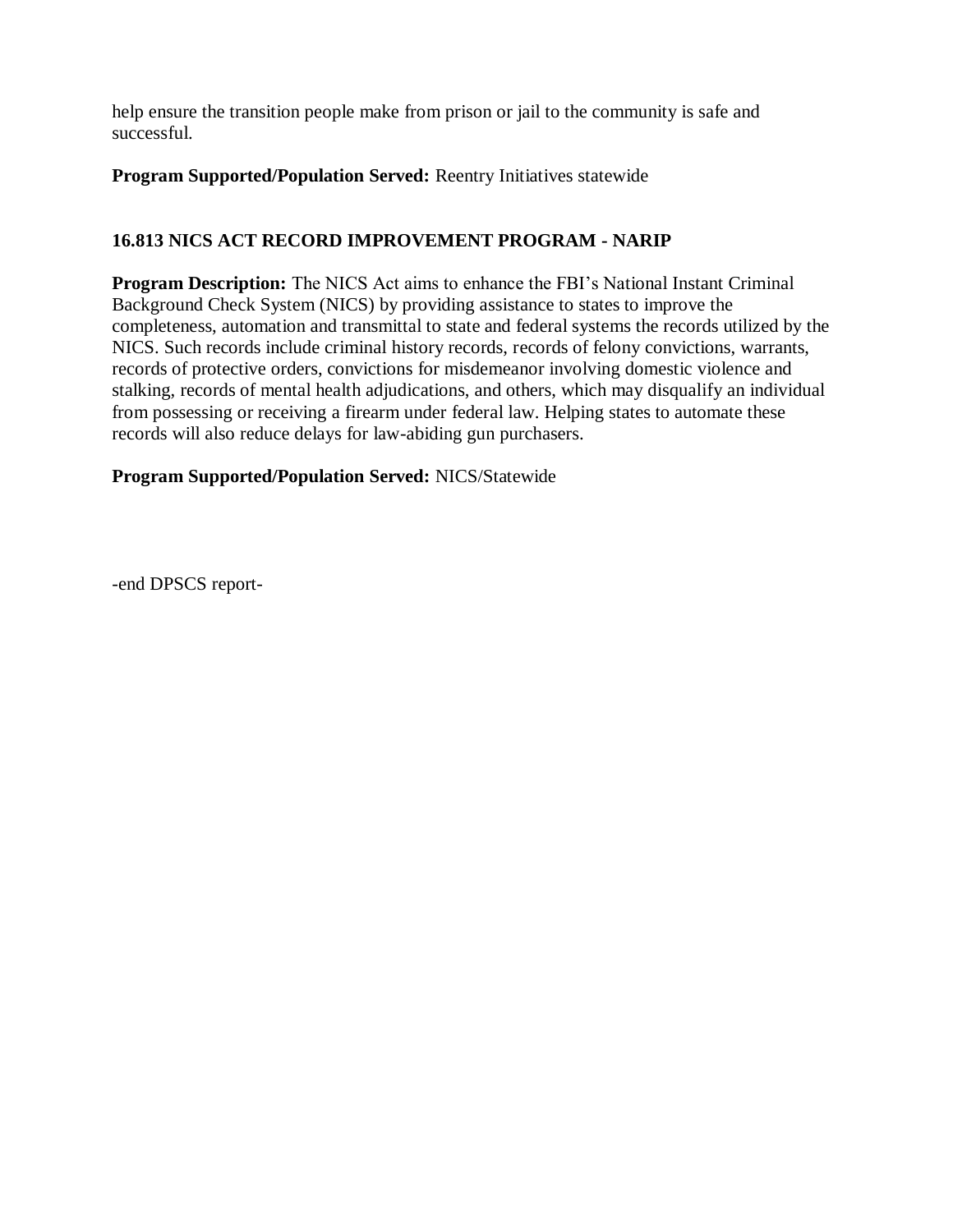help ensure the transition people make from prison or jail to the community is safe and successful.

**Program Supported/Population Served:** Reentry Initiatives statewide

### 16.813 NICS ACT RECORD IMPROVEMENT PROGRAM - NARIP

**Program Description:** The NICS Act aims to enhance the FBI's National Instant Criminal Background Check System (NICS) by providing assistance to states to improve the completeness, automation and transmittal to state and federal systems the records utilized by the NICS. Such records include criminal history records, records of felony convictions, warrants, records of protective orders, convictions for misdemeanor involving domestic violence and stalking, records of mental health adjudications, and others, which may disqualify an individual from possessing or receiving a firearm under federal law. Helping states to automate these records will also reduce delays for law-abiding gun purchasers.

**Program Supported/Population Served:** NICS/Statewide

-end DPSCS report-